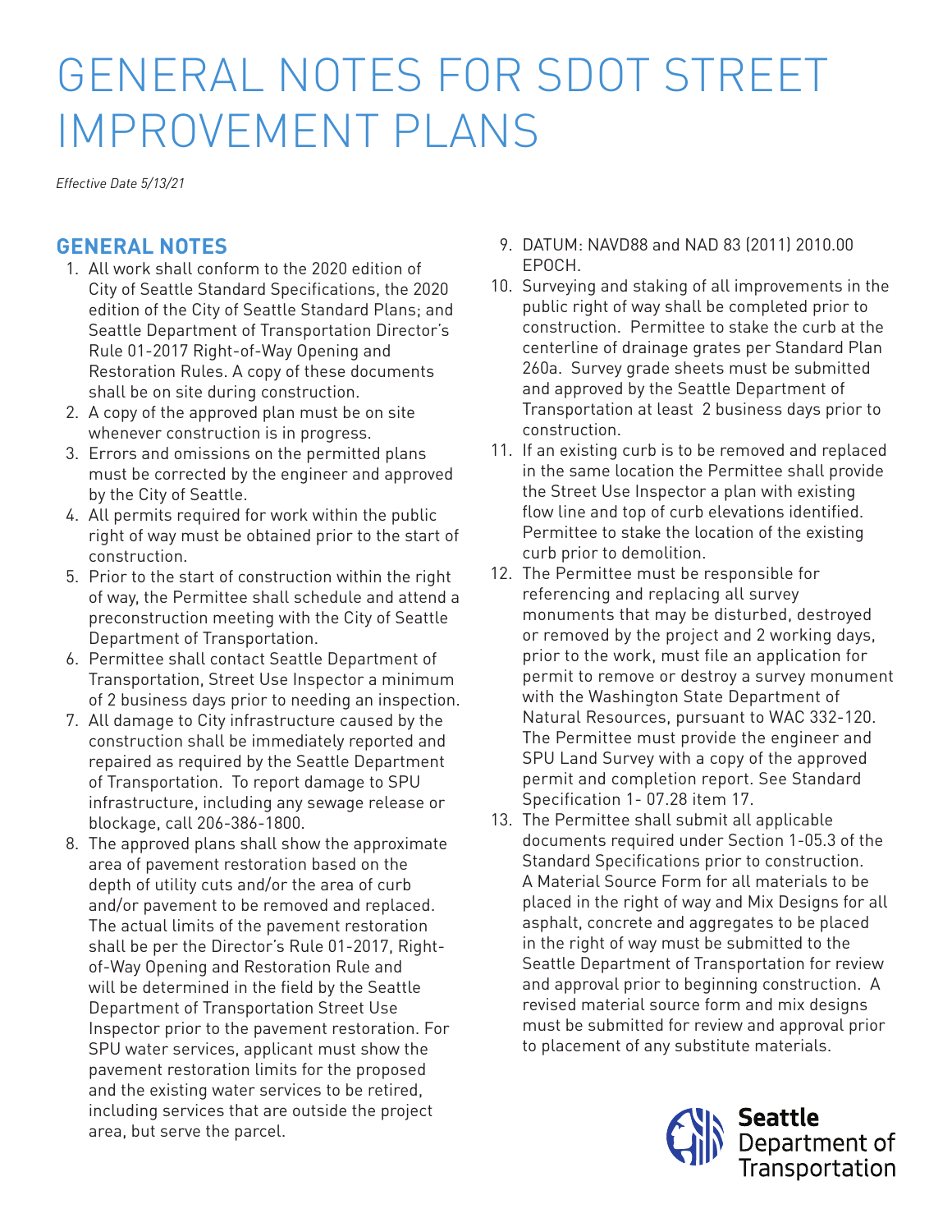# GENERAL NOTES FOR SDOT STREET IMPROVEMENT PLANS

*Effective Date 5/13/21*

## GENERAL NOTES

1. All work shall conform to the 2020 edition of City of Seattle Standard Specifications, the 2020 edition of the City of Seattle Standard Plans; and Seattle Department of Transportation Director's Rule 01-2017 Right-of-Way Opening and Restoration Rules. A copy of these documents shall be on site during construction.
2. A copy of the approved plan must be on site whenever construction is in progress.
3. Errors and omissions on the permitted plans must be corrected by the engineer and approved by the City of Seattle.
4. All permits required for work within the public right of way must be obtained prior to the start of construction.
5. Prior to the start of construction within the right of way, the Permittee shall schedule and attend a preconstruction meeting with the City of Seattle Department of Transportation.
6. Permittee shall contact Seattle Department of Transportation, Street Use Inspector a minimum of 2 business days prior to needing an inspection.
7. All damage to City infrastructure caused by the construction shall be immediately reported and repaired as required by the Seattle Department of Transportation. To report damage to SPU infrastructure, including any sewage release or blockage, call 206-386-1800.
8. The approved plans shall show the approximate area of pavement restoration based on the depth of utility cuts and/or the area of curb and/or pavement to be removed and replaced. The actual limits of the pavement restoration shall be per the Director's Rule 01-2017, Right-of-Way Opening and Restoration Rule and will be determined in the field by the Seattle Department of Transportation Street Use Inspector prior to the pavement restoration. For SPU water services, applicant must show the pavement restoration limits for the proposed and the existing water services to be retired, including services that are outside the project area, but serve the parcel.
9. DATUM: NAVD88 and NAD 83 (2011) 2010.00 EPOCH.
10. Surveying and staking of all improvements in the public right of way shall be completed prior to construction. Permittee to stake the curb at the centerline of drainage grates per Standard Plan 260a. Survey grade sheets must be submitted and approved by the Seattle Department of Transportation at least 2 business days prior to construction.
11. If an existing curb is to be removed and replaced in the same location the Permittee shall provide the Street Use Inspector a plan with existing flow line and top of curb elevations identified. Permittee to stake the location of the existing curb prior to demolition.
12. The Permittee must be responsible for referencing and replacing all survey monuments that may be disturbed, destroyed or removed by the project and 2 working days, prior to the work, must file an application for permit to remove or destroy a survey monument with the Washington State Department of Natural Resources, pursuant to WAC 332-120. The Permittee must provide the engineer and SPU Land Survey with a copy of the approved permit and completion report. See Standard Specification 1- 07.28 item 17.
13. The Permittee shall submit all applicable documents required under Section 1-05.3 of the Standard Specifications prior to construction. A Material Source Form for all materials to be placed in the right of way and Mix Designs for all asphalt, concrete and aggregates to be placed in the right of way must be submitted to the Seattle Department of Transportation for review and approval prior to beginning construction. A revised material source form and mix designs must be submitted for review and approval prior to placement of any substitute materials.

Seattle Department of Transportation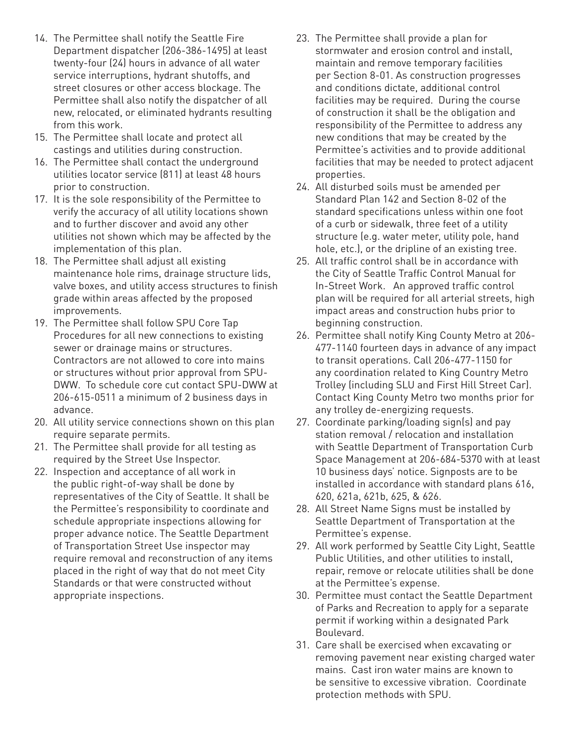14. The Permittee shall notify the Seattle Fire Department dispatcher (206-386-1495) at least twenty-four (24) hours in advance of all water service interruptions, hydrant shutoffs, and street closures or other access blockage. The Permittee shall also notify the dispatcher of all new, relocated, or eliminated hydrants resulting from this work.
15. The Permittee shall locate and protect all castings and utilities during construction.
16. The Permittee shall contact the underground utilities locator service (811) at least 48 hours prior to construction.
17. It is the sole responsibility of the Permittee to verify the accuracy of all utility locations shown and to further discover and avoid any other utilities not shown which may be affected by the implementation of this plan.
18. The Permittee shall adjust all existing maintenance hole rims, drainage structure lids, valve boxes, and utility access structures to finish grade within areas affected by the proposed improvements.
19. The Permittee shall follow SPU Core Tap Procedures for all new connections to existing sewer or drainage mains or structures. Contractors are not allowed to core into mains or structures without prior approval from SPU-DWW. To schedule core cut contact SPU-DWW at 206-615-0511 a minimum of 2 business days in advance.
20. All utility service connections shown on this plan require separate permits.
21. The Permittee shall provide for all testing as required by the Street Use Inspector.
22. Inspection and acceptance of all work in the public right-of-way shall be done by representatives of the City of Seattle. It shall be the Permittee's responsibility to coordinate and schedule appropriate inspections allowing for proper advance notice. The Seattle Department of Transportation Street Use inspector may require removal and reconstruction of any items placed in the right of way that do not meet City Standards or that were constructed without appropriate inspections.
23. The Permittee shall provide a plan for stormwater and erosion control and install, maintain and remove temporary facilities per Section 8-01. As construction progresses and conditions dictate, additional control facilities may be required. During the course of construction it shall be the obligation and responsibility of the Permittee to address any new conditions that may be created by the Permittee's activities and to provide additional facilities that may be needed to protect adjacent properties.
24. All disturbed soils must be amended per Standard Plan 142 and Section 8-02 of the standard specifications unless within one foot of a curb or sidewalk, three feet of a utility structure (e.g. water meter, utility pole, hand hole, etc.), or the dripline of an existing tree.
25. All traffic control shall be in accordance with the City of Seattle Traffic Control Manual for In-Street Work. An approved traffic control plan will be required for all arterial streets, high impact areas and construction hubs prior to beginning construction.
26. Permittee shall notify King County Metro at 206-477-1140 fourteen days in advance of any impact to transit operations. Call 206-477-1150 for any coordination related to King Country Metro Trolley (including SLU and First Hill Street Car). Contact King County Metro two months prior for any trolley de-energizing requests.
27. Coordinate parking/loading sign(s) and pay station removal / relocation and installation with Seattle Department of Transportation Curb Space Management at 206-684-5370 with at least 10 business days' notice. Signposts are to be installed in accordance with standard plans 616, 620, 621a, 621b, 625, & 626.
28. All Street Name Signs must be installed by Seattle Department of Transportation at the Permittee's expense.
29. All work performed by Seattle City Light, Seattle Public Utilities, and other utilities to install, repair, remove or relocate utilities shall be done at the Permittee's expense.
30. Permittee must contact the Seattle Department of Parks and Recreation to apply for a separate permit if working within a designated Park Boulevard.
31. Care shall be exercised when excavating or removing pavement near existing charged water mains. Cast iron water mains are known to be sensitive to excessive vibration. Coordinate protection methods with SPU.